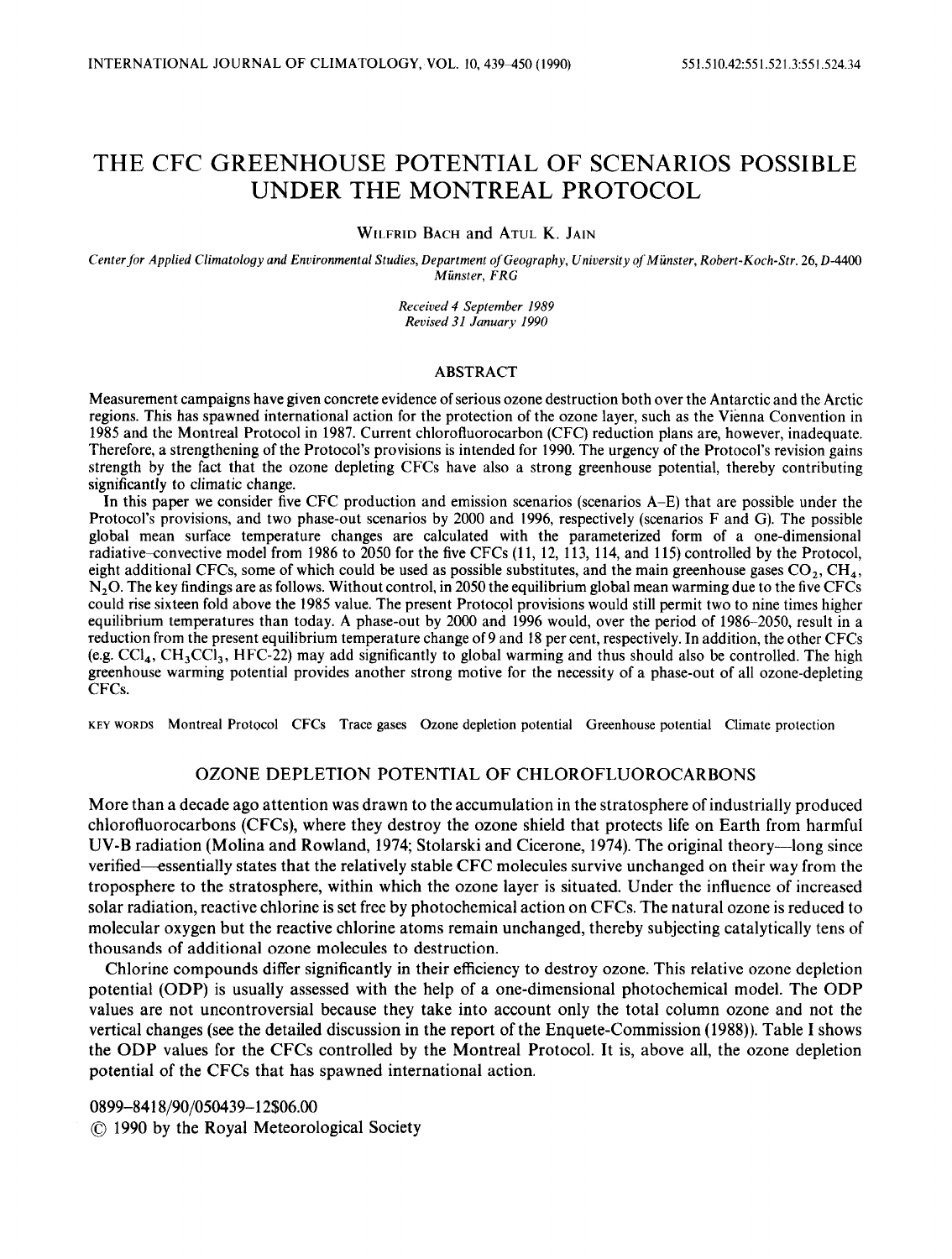# THE CFC GREENHOUSE POTENTIAL OF SCENARIOS POSSIBLE UNDER THE MONTREAL PROTOCOL

WILFRID BACH and ATUL K. JAIN

*Center for Applied Climatology and Environmental Studies, Department of Geography, University of Münster, Robert-Koch-Str. 26, D-4400 Münster, FRG*

*Received 4 September 1989*
*Revised 31 January 1990*

## ABSTRACT

Measurement campaigns have given concrete evidence of serious ozone destruction both over the Antarctic and the Arctic regions. This has spawned international action for the protection of the ozone layer, such as the Vienna Convention in 1985 and the Montreal Protocol in 1987. Current chlorofluorocarbon (CFC) reduction plans are, however, inadequate. Therefore, a strengthening of the Protocol's provisions is intended for 1990. The urgency of the Protocol's revision gains strength by the fact that the ozone depleting CFCs have also a strong greenhouse potential, thereby contributing significantly to climatic change.

In this paper we consider five CFC production and emission scenarios (scenarios A–E) that are possible under the Protocol's provisions, and two phase-out scenarios by 2000 and 1996, respectively (scenarios F and G). The possible global mean surface temperature changes are calculated with the parameterized form of a one-dimensional radiative–convective model from 1986 to 2050 for the five CFCs (11, 12, 113, 114, and 115) controlled by the Protocol, eight additional CFCs, some of which could be used as possible substitutes, and the main greenhouse gases $CO_2$, $CH_4$, $N_2O$. The key findings are as follows. Without control, in 2050 the equilibrium global mean warming due to the five CFCs could rise sixteen fold above the 1985 value. The present Protocol provisions would still permit two to nine times higher equilibrium temperatures than today. A phase-out by 2000 and 1996 would, over the period of 1986–2050, result in a reduction from the present equilibrium temperature change of 9 and 18 per cent, respectively. In addition, the other CFCs (e.g. $CCl_4$, $CH_3CCl_3$, HFC-22) may add significantly to global warming and thus should also be controlled. The high greenhouse warming potential provides another strong motive for the necessity of a phase-out of all ozone-depleting CFCs.

KEY WORDS Montreal Protocol CFCs Trace gases Ozone depletion potential Greenhouse potential Climate protection

## OZONE DEPLETION POTENTIAL OF CHLOROFLUOROCARBONS

More than a decade ago attention was drawn to the accumulation in the stratosphere of industrially produced chlorofluorocarbons (CFCs), where they destroy the ozone shield that protects life on Earth from harmful UV-B radiation (Molina and Rowland, 1974; Stolarski and Cicerone, 1974). The original theory—long since verified—essentially states that the relatively stable CFC molecules survive unchanged on their way from the troposphere to the stratosphere, within which the ozone layer is situated. Under the influence of increased solar radiation, reactive chlorine is set free by photochemical action on CFCs. The natural ozone is reduced to molecular oxygen but the reactive chlorine atoms remain unchanged, thereby subjecting catalytically tens of thousands of additional ozone molecules to destruction.

Chlorine compounds differ significantly in their efficiency to destroy ozone. This relative ozone depletion potential (ODP) is usually assessed with the help of a one-dimensional photochemical model. The ODP values are not uncontroversial because they take into account only the total column ozone and not the vertical changes (see the detailed discussion in the report of the Enquete-Commission (1988)). Table I shows the ODP values for the CFCs controlled by the Montreal Protocol. It is, above all, the ozone depletion potential of the CFCs that has spawned international action.

0899–8418/90/050439–12$06.00
© 1990 by the Royal Meteorological Society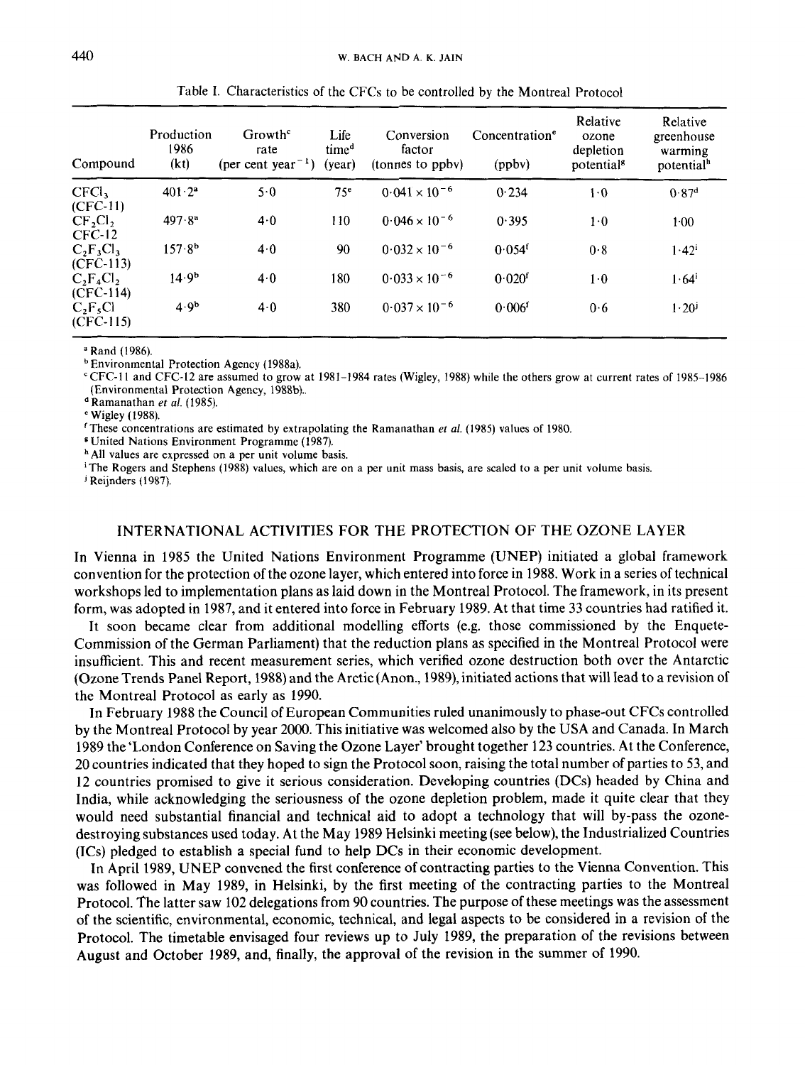Table I. Characteristics of the CFCs to be controlled by the Montreal Protocol

| Compound | Production 1986 (kt) | Growth[c] rate (per cent year$^{-1}$) | Life time[d] (year) | Conversion factor (tonnes to ppbv) | Concentration[e] (ppbv) | Relative ozone depletion potential[g] | Relative greenhouse warming potential[h] |
|---|---|---|---|---|---|---|---|
| $CFCl_3$ (CFC-11) | 401·2[a] | 5·0 | 75[e] | $0{\cdot}041 \times 10^{-6}$ | 0·234 | 1·0 | 0·87[d] |
| $CF_2Cl_2$ CFC-12 | 497·8[a] | 4·0 | 110 | $0{\cdot}046 \times 10^{-6}$ | 0·395 | 1·0 | 1·00 |
| $C_2F_3Cl_3$ (CFC-113) | 157·8[b] | 4·0 | 90 | $0{\cdot}032 \times 10^{-6}$ | 0·054[f] | 0·8 | 1·42[i] |
| $C_2F_4Cl_2$ (CFC-114) | 14·9[b] | 4·0 | 180 | $0{\cdot}033 \times 10^{-6}$ | 0·020[f] | 1·0 | 1·64[i] |
| $C_2F_5Cl$ (CFC-115) | 4·9[b] | 4·0 | 380 | $0{\cdot}037 \times 10^{-6}$ | 0·006[f] | 0·6 | 1·20[j] |

[a] Rand (1986).
[b] Environmental Protection Agency (1988a).
[c] CFC-11 and CFC-12 are assumed to grow at 1981–1984 rates (Wigley, 1988) while the others grow at current rates of 1985–1986 (Environmental Protection Agency, 1988b).
[d] Ramanathan *et al.* (1985).
[e] Wigley (1988).
[f] These concentrations are estimated by extrapolating the Ramanathan *et al.* (1985) values of 1980.
[g] United Nations Environment Programme (1987).
[h] All values are expressed on a per unit volume basis.
[i] The Rogers and Stephens (1988) values, which are on a per unit mass basis, are scaled to a per unit volume basis.
[j] Reijnders (1987).

## INTERNATIONAL ACTIVITIES FOR THE PROTECTION OF THE OZONE LAYER

In Vienna in 1985 the United Nations Environment Programme (UNEP) initiated a global framework convention for the protection of the ozone layer, which entered into force in 1988. Work in a series of technical workshops led to implementation plans as laid down in the Montreal Protocol. The framework, in its present form, was adopted in 1987, and it entered into force in February 1989. At that time 33 countries had ratified it.

It soon became clear from additional modelling efforts (e.g. those commissioned by the Enquete-Commission of the German Parliament) that the reduction plans as specified in the Montreal Protocol were insufficient. This and recent measurement series, which verified ozone destruction both over the Antarctic (Ozone Trends Panel Report, 1988) and the Arctic (Anon., 1989), initiated actions that will lead to a revision of the Montreal Protocol as early as 1990.

In February 1988 the Council of European Communities ruled unanimously to phase-out CFCs controlled by the Montreal Protocol by year 2000. This initiative was welcomed also by the USA and Canada. In March 1989 the 'London Conference on Saving the Ozone Layer' brought together 123 countries. At the Conference, 20 countries indicated that they hoped to sign the Protocol soon, raising the total number of parties to 53, and 12 countries promised to give it serious consideration. Developing countries (DCs) headed by China and India, while acknowledging the seriousness of the ozone depletion problem, made it quite clear that they would need substantial financial and technical aid to adopt a technology that will by-pass the ozone-destroying substances used today. At the May 1989 Helsinki meeting (see below), the Industrialized Countries (ICs) pledged to establish a special fund to help DCs in their economic development.

In April 1989, UNEP convened the first conference of contracting parties to the Vienna Convention. This was followed in May 1989, in Helsinki, by the first meeting of the contracting parties to the Montreal Protocol. The latter saw 102 delegations from 90 countries. The purpose of these meetings was the assessment of the scientific, environmental, economic, technical, and legal aspects to be considered in a revision of the Protocol. The timetable envisaged four reviews up to July 1989, the preparation of the revisions between August and October 1989, and, finally, the approval of the revision in the summer of 1990.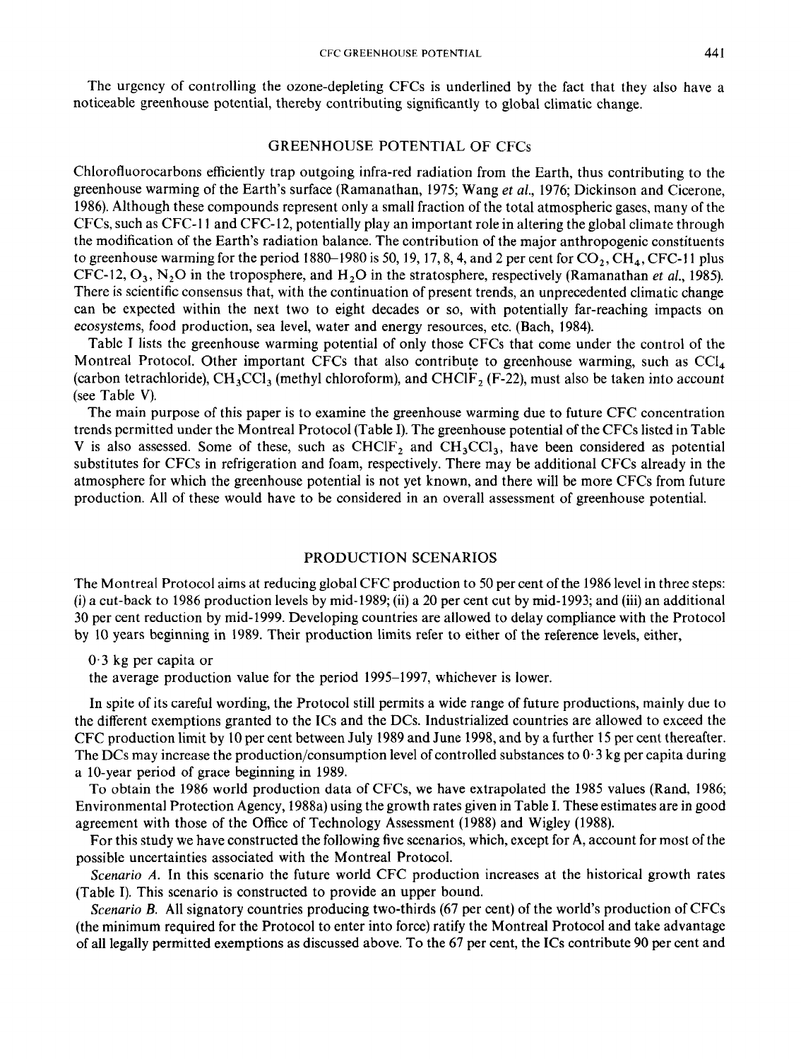The urgency of controlling the ozone-depleting CFCs is underlined by the fact that they also have a noticeable greenhouse potential, thereby contributing significantly to global climatic change.

## GREENHOUSE POTENTIAL OF CFCs

Chlorofluorocarbons efficiently trap outgoing infra-red radiation from the Earth, thus contributing to the greenhouse warming of the Earth's surface (Ramanathan, 1975; Wang *et al.*, 1976; Dickinson and Cicerone, 1986). Although these compounds represent only a small fraction of the total atmospheric gases, many of the CFCs, such as CFC-11 and CFC-12, potentially play an important role in altering the global climate through the modification of the Earth's radiation balance. The contribution of the major anthropogenic constituents to greenhouse warming for the period 1880–1980 is 50, 19, 17, 8, 4, and 2 per cent for $CO_2$, $CH_4$, CFC-11 plus CFC-12, $O_3$, $N_2O$ in the troposphere, and $H_2O$ in the stratosphere, respectively (Ramanathan *et al.*, 1985). There is scientific consensus that, with the continuation of present trends, an unprecedented climatic change can be expected within the next two to eight decades or so, with potentially far-reaching impacts on ecosystems, food production, sea level, water and energy resources, etc. (Bach, 1984).

Table I lists the greenhouse warming potential of only those CFCs that come under the control of the Montreal Protocol. Other important CFCs that also contribute to greenhouse warming, such as $CCl_4$ (carbon tetrachloride), $CH_3CCl_3$ (methyl chloroform), and $CHClF_2$ (F-22), must also be taken into account (see Table V).

The main purpose of this paper is to examine the greenhouse warming due to future CFC concentration trends permitted under the Montreal Protocol (Table I). The greenhouse potential of the CFCs listed in Table V is also assessed. Some of these, such as $CHClF_2$ and $CH_3CCl_3$, have been considered as potential substitutes for CFCs in refrigeration and foam, respectively. There may be additional CFCs already in the atmosphere for which the greenhouse potential is not yet known, and there will be more CFCs from future production. All of these would have to be considered in an overall assessment of greenhouse potential.

## PRODUCTION SCENARIOS

The Montreal Protocol aims at reducing global CFC production to 50 per cent of the 1986 level in three steps: (i) a cut-back to 1986 production levels by mid-1989; (ii) a 20 per cent cut by mid-1993; and (iii) an additional 30 per cent reduction by mid-1999. Developing countries are allowed to delay compliance with the Protocol by 10 years beginning in 1989. Their production limits refer to either of the reference levels, either,

0·3 kg per capita or

the average production value for the period 1995–1997, whichever is lower.

In spite of its careful wording, the Protocol still permits a wide range of future productions, mainly due to the different exemptions granted to the ICs and the DCs. Industrialized countries are allowed to exceed the CFC production limit by 10 per cent between July 1989 and June 1998, and by a further 15 per cent thereafter. The DCs may increase the production/consumption level of controlled substances to 0·3 kg per capita during a 10-year period of grace beginning in 1989.

To obtain the 1986 world production data of CFCs, we have extrapolated the 1985 values (Rand, 1986; Environmental Protection Agency, 1988a) using the growth rates given in Table I. These estimates are in good agreement with those of the Office of Technology Assessment (1988) and Wigley (1988).

For this study we have constructed the following five scenarios, which, except for A, account for most of the possible uncertainties associated with the Montreal Protocol.

*Scenario A.* In this scenario the future world CFC production increases at the historical growth rates (Table I). This scenario is constructed to provide an upper bound.

*Scenario B.* All signatory countries producing two-thirds (67 per cent) of the world's production of CFCs (the minimum required for the Protocol to enter into force) ratify the Montreal Protocol and take advantage of all legally permitted exemptions as discussed above. To the 67 per cent, the ICs contribute 90 per cent and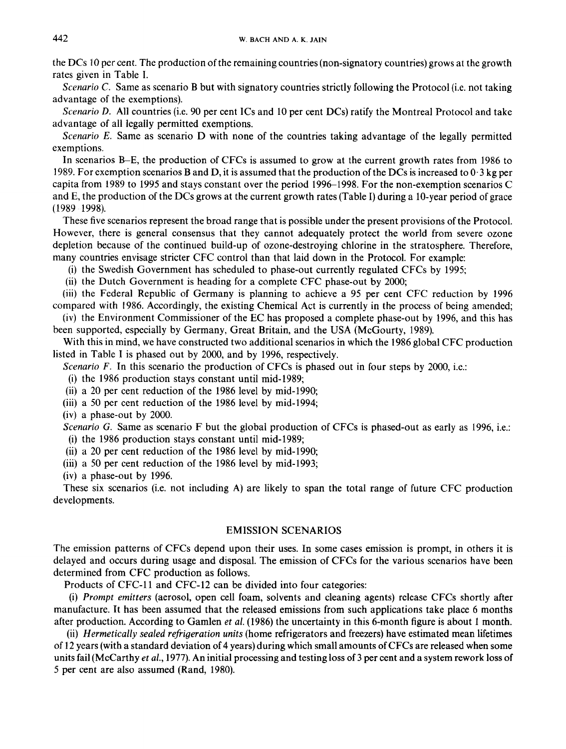the DCs 10 per cent. The production of the remaining countries (non-signatory countries) grows at the growth rates given in Table I.

*Scenario C.* Same as scenario B but with signatory countries strictly following the Protocol (i.e. not taking advantage of the exemptions).

*Scenario D.* All countries (i.e. 90 per cent ICs and 10 per cent DCs) ratify the Montreal Protocol and take advantage of all legally permitted exemptions.

*Scenario E.* Same as scenario D with none of the countries taking advantage of the legally permitted exemptions.

In scenarios B–E, the production of CFCs is assumed to grow at the current growth rates from 1986 to 1989. For exemption scenarios B and D, it is assumed that the production of the DCs is increased to 0·3 kg per capita from 1989 to 1995 and stays constant over the period 1996–1998. For the non-exemption scenarios C and E, the production of the DCs grows at the current growth rates (Table I) during a 10-year period of grace (1989–1998).

These five scenarios represent the broad range that is possible under the present provisions of the Protocol. However, there is general consensus that they cannot adequately protect the world from severe ozone depletion because of the continued build-up of ozone-destroying chlorine in the stratosphere. Therefore, many countries envisage stricter CFC control than that laid down in the Protocol. For example:

(i) the Swedish Government has scheduled to phase-out currently regulated CFCs by 1995;

(ii) the Dutch Government is heading for a complete CFC phase-out by 2000;

(iii) the Federal Republic of Germany is planning to achieve a 95 per cent CFC reduction by 1996 compared with 1986. Accordingly, the existing Chemical Act is currently in the process of being amended;

(iv) the Environment Commissioner of the EC has proposed a complete phase-out by 1996, and this has been supported, especially by Germany, Great Britain, and the USA (McGourty, 1989).

With this in mind, we have constructed two additional scenarios in which the 1986 global CFC production listed in Table I is phased out by 2000, and by 1996, respectively.

*Scenario F.* In this scenario the production of CFCs is phased out in four steps by 2000, i.e.:

(i) the 1986 production stays constant until mid-1989;

(ii) a 20 per cent reduction of the 1986 level by mid-1990;

(iii) a 50 per cent reduction of the 1986 level by mid-1994;

(iv) a phase-out by 2000.

*Scenario G.* Same as scenario F but the global production of CFCs is phased-out as early as 1996, i.e.:

(i) the 1986 production stays constant until mid-1989;

(ii) a 20 per cent reduction of the 1986 level by mid-1990;

(iii) a 50 per cent reduction of the 1986 level by mid-1993;

(iv) a phase-out by 1996.

These six scenarios (i.e. not including A) are likely to span the total range of future CFC production developments.

## EMISSION SCENARIOS

The emission patterns of CFCs depend upon their uses. In some cases emission is prompt, in others it is delayed and occurs during usage and disposal. The emission of CFCs for the various scenarios have been determined from CFC production as follows.

Products of CFC-11 and CFC-12 can be divided into four categories:

(i) *Prompt emitters* (aerosol, open cell foam, solvents and cleaning agents) release CFCs shortly after manufacture. It has been assumed that the released emissions from such applications take place 6 months after production. According to Gamlen *et al.* (1986) the uncertainty in this 6-month figure is about 1 month.

(ii) *Hermetically sealed refrigeration units* (home refrigerators and freezers) have estimated mean lifetimes of 12 years (with a standard deviation of 4 years) during which small amounts of CFCs are released when some units fail (McCarthy *et al.*, 1977). An initial processing and testing loss of 3 per cent and a system rework loss of 5 per cent are also assumed (Rand, 1980).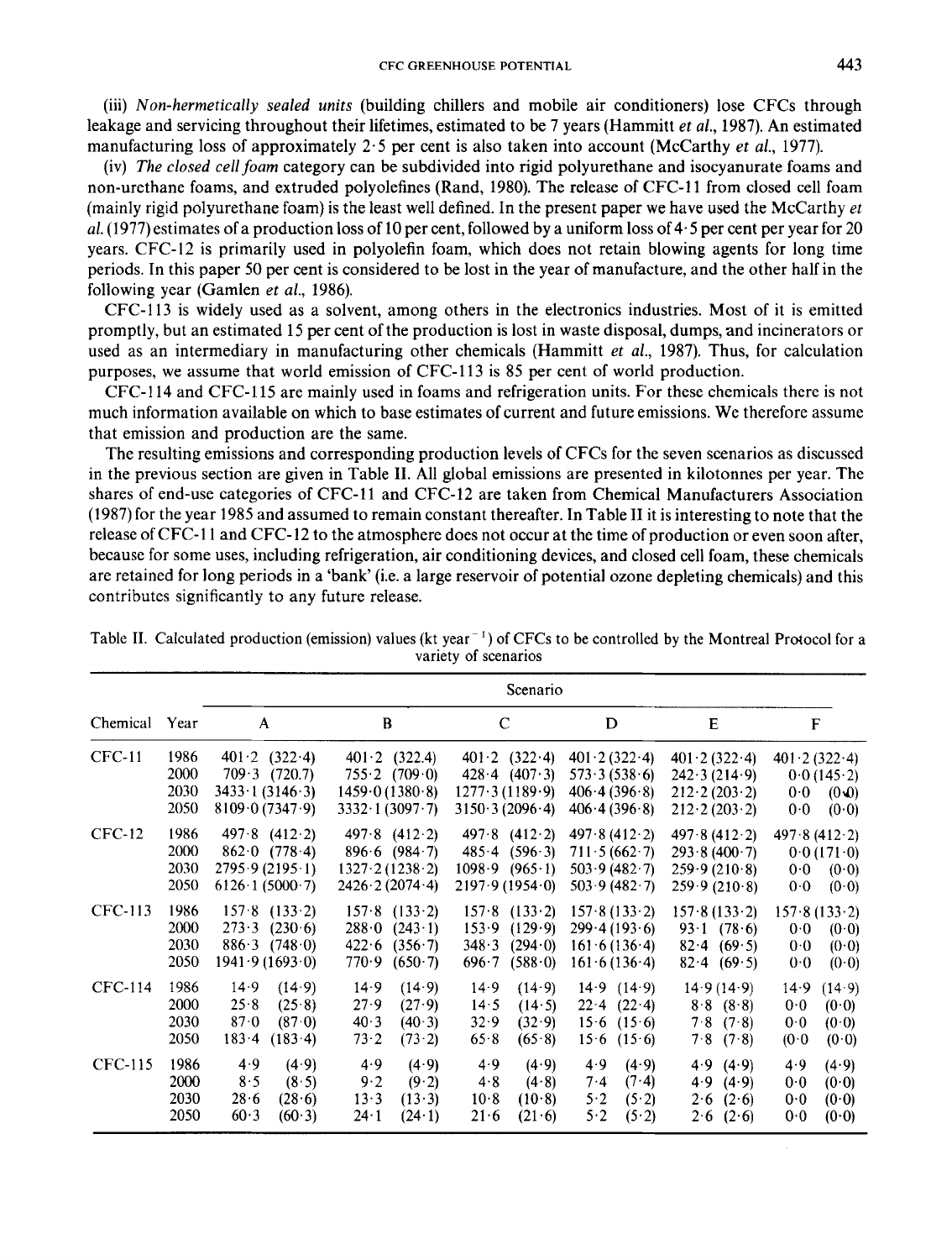(iii) *Non-hermetically sealed units* (building chillers and mobile air conditioners) lose CFCs through leakage and servicing throughout their lifetimes, estimated to be 7 years (Hammitt *et al.*, 1987). An estimated manufacturing loss of approximately 2·5 per cent is also taken into account (McCarthy *et al.*, 1977).

(iv) *The closed cell foam* category can be subdivided into rigid polyurethane and isocyanurate foams and non-urethane foams, and extruded polyolefines (Rand, 1980). The release of CFC-11 from closed cell foam (mainly rigid polyurethane foam) is the least well defined. In the present paper we have used the McCarthy *et al.* (1977) estimates of a production loss of 10 per cent, followed by a uniform loss of 4·5 per cent per year for 20 years. CFC-12 is primarily used in polyolefin foam, which does not retain blowing agents for long time periods. In this paper 50 per cent is considered to be lost in the year of manufacture, and the other half in the following year (Gamlen *et al.*, 1986).

CFC-113 is widely used as a solvent, among others in the electronics industries. Most of it is emitted promptly, but an estimated 15 per cent of the production is lost in waste disposal, dumps, and incinerators or used as an intermediary in manufacturing other chemicals (Hammitt *et al.*, 1987). Thus, for calculation purposes, we assume that world emission of CFC-113 is 85 per cent of world production.

CFC-114 and CFC-115 are mainly used in foams and refrigeration units. For these chemicals there is not much information available on which to base estimates of current and future emissions. We therefore assume that emission and production are the same.

The resulting emissions and corresponding production levels of CFCs for the seven scenarios as discussed in the previous section are given in Table II. All global emissions are presented in kilotonnes per year. The shares of end-use categories of CFC-11 and CFC-12 are taken from Chemical Manufacturers Association (1987) for the year 1985 and assumed to remain constant thereafter. In Table II it is interesting to note that the release of CFC-11 and CFC-12 to the atmosphere does not occur at the time of production or even soon after, because for some uses, including refrigeration, air conditioning devices, and closed cell foam, these chemicals are retained for long periods in a 'bank' (i.e. a large reservoir of potential ozone depleting chemicals) and this contributes significantly to any future release.

Table II. Calculated production (emission) values (kt year$^{-1}$) of CFCs to be controlled by the Montreal Protocol for a variety of scenarios

| Chemical | Year | Scenario | | | | | |
|---|---|---|---|---|---|---|---|
| | | A | B | C | D | E | F |
| CFC-11 | 1986 | 401·2 (322·4) | 401·2 (322.4) | 401·2 (322·4) | 401·2 (322·4) | 401·2 (322·4) | 401·2 (322·4) |
| | 2000 | 709·3 (720.7) | 755·2 (709·0) | 428·4 (407·3) | 573·3 (538·6) | 242·3 (214·9) | 0·0 (145·2) |
| | 2030 | 3433·1 (3146·3) | 1459·0 (1380·8) | 1277·3 (1189·9) | 406·4 (396·8) | 212·2 (203·2) | 0·0 (0·0) |
| | 2050 | 8109·0 (7347·9) | 3332·1 (3097·7) | 3150·3 (2096·4) | 406·4 (396·8) | 212·2 (203·2) | 0·0 (0·0) |
| CFC-12 | 1986 | 497·8 (412·2) | 497·8 (412·2) | 497·8 (412·2) | 497·8 (412·2) | 497·8 (412·2) | 497·8 (412·2) |
| | 2000 | 862·0 (778·4) | 896·6 (984·7) | 485·4 (596·3) | 711·5 (662·7) | 293·8 (400·7) | 0·0 (171·0) |
| | 2030 | 2795·9 (2195·1) | 1327·2 (1238·2) | 1098·9 (965·1) | 503·9 (482·7) | 259·9 (210·8) | 0·0 (0·0) |
| | 2050 | 6126·1 (5000·7) | 2426·2 (2074·4) | 2197·9 (1954·0) | 503·9 (482·7) | 259·9 (210·8) | 0·0 (0·0) |
| CFC-113 | 1986 | 157·8 (133·2) | 157·8 (133·2) | 157·8 (133·2) | 157·8 (133·2) | 157·8 (133·2) | 157·8 (133·2) |
| | 2000 | 273·3 (230·6) | 288·0 (243·1) | 153·9 (129·9) | 299·4 (193·6) | 93·1 (78·6) | 0·0 (0·0) |
| | 2030 | 886·3 (748·0) | 422·6 (356·7) | 348·3 (294·0) | 161·6 (136·4) | 82·4 (69·5) | 0·0 (0·0) |
| | 2050 | 1941·9 (1693·0) | 770·9 (650·7) | 696·7 (588·0) | 161·6 (136·4) | 82·4 (69·5) | 0·0 (0·0) |
| CFC-114 | 1986 | 14·9 (14·9) | 14·9 (14·9) | 14·9 (14·9) | 14·9 (14·9) | 14·9 (14·9) | 14·9 (14·9) |
| | 2000 | 25·8 (25·8) | 27·9 (27·9) | 14·5 (14·5) | 22·4 (22·4) | 8·8 (8·8) | 0·0 (0·0) |
| | 2030 | 87·0 (87·0) | 40·3 (40·3) | 32·9 (32·9) | 15·6 (15·6) | 7·8 (7·8) | 0·0 (0·0) |
| | 2050 | 183·4 (183·4) | 73·2 (73·2) | 65·8 (65·8) | 15·6 (15·6) | 7·8 (7·8) | (0·0 (0·0) |
| CFC-115 | 1986 | 4·9 (4·9) | 4·9 (4·9) | 4·9 (4·9) | 4·9 (4·9) | 4·9 (4·9) | 4·9 (4·9) |
| | 2000 | 8·5 (8·5) | 9·2 (9·2) | 4·8 (4·8) | 7·4 (7·4) | 4·9 (4·9) | 0·0 (0·0) |
| | 2030 | 28·6 (28·6) | 13·3 (13·3) | 10·8 (10·8) | 5·2 (5·2) | 2·6 (2·6) | 0·0 (0·0) |
| | 2050 | 60·3 (60·3) | 24·1 (24·1) | 21·6 (21·6) | 5·2 (5·2) | 2·6 (2·6) | 0·0 (0·0) |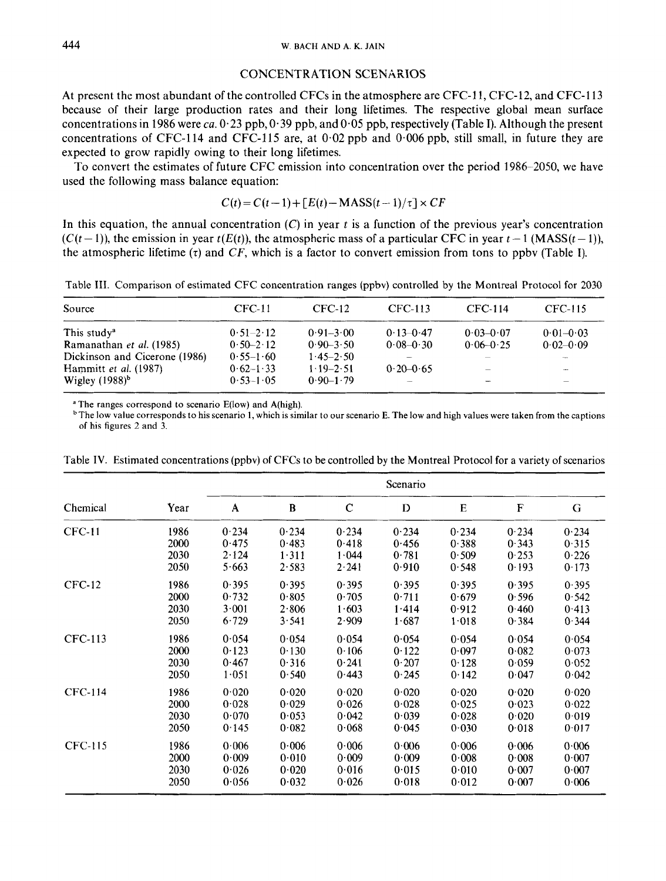## CONCENTRATION SCENARIOS

At present the most abundant of the controlled CFCs in the atmosphere are CFC-11, CFC-12, and CFC-113 because of their large production rates and their long lifetimes. The respective global mean surface concentrations in 1986 were *ca.* 0·23 ppb, 0·39 ppb, and 0·05 ppb, respectively (Table I). Although the present concentrations of CFC-114 and CFC-115 are, at 0·02 ppb and 0·006 ppb, still small, in future they are expected to grow rapidly owing to their long lifetimes.

To convert the estimates of future CFC emission into concentration over the period 1986–2050, we have used the following mass balance equation:

$$C(t) = C(t-1) + [E(t) - \mathrm{MASS}(t-1)/\tau] \times CF$$

In this equation, the annual concentration ($C$) in year $t$ is a function of the previous year's concentration ($C(t-1)$), the emission in year $t(E(t))$, the atmospheric mass of a particular CFC in year $t-1$ ($\mathrm{MASS}(t-1)$), the atmospheric lifetime ($\tau$) and $CF$, which is a factor to convert emission from tons to ppbv (Table I).

Table III. Comparison of estimated CFC concentration ranges (ppbv) controlled by the Montreal Protocol for 2030

| Source | CFC-11 | CFC-12 | CFC-113 | CFC-114 | CFC-115 |
|---|---|---|---|---|---|
| This study[a] | 0·51–2·12 | 0·91–3·00 | 0·13–0·47 | 0·03–0·07 | 0·01–0·03 |
| Ramanathan *et al.* (1985) | 0·50–2·12 | 0·90–3·50 | 0·08–0·30 | 0·06–0·25 | 0·02–0·09 |
| Dickinson and Cicerone (1986) | 0·55–1·60 | 1·45–2·50 | – | – | – |
| Hammitt *et al.* (1987) | 0·62–1·33 | 1·19–2·51 | 0·20–0·65 | – | – |
| Wigley (1988)[b] | 0·53–1·05 | 0·90–1·79 | – | – | – |

[a] The ranges correspond to scenario E(low) and A(high).

[b] The low value corresponds to his scenario 1, which is similar to our scenario E. The low and high values were taken from the captions of his figures 2 and 3.

Table IV. Estimated concentrations (ppbv) of CFCs to be controlled by the Montreal Protocol for a variety of scenarios

| Chemical | Year | Scenario A | B | C | D | E | F | G |
|---|---|---|---|---|---|---|---|---|
| CFC-11 | 1986 | 0·234 | 0·234 | 0·234 | 0·234 | 0·234 | 0·234 | 0·234 |
| | 2000 | 0·475 | 0·483 | 0·418 | 0·456 | 0·388 | 0·343 | 0·315 |
| | 2030 | 2·124 | 1·311 | 1·044 | 0·781 | 0·509 | 0·253 | 0·226 |
| | 2050 | 5·663 | 2·583 | 2·241 | 0·910 | 0·548 | 0·193 | 0·173 |
| CFC-12 | 1986 | 0·395 | 0·395 | 0·395 | 0·395 | 0·395 | 0·395 | 0·395 |
| | 2000 | 0·732 | 0·805 | 0·705 | 0·711 | 0·679 | 0·596 | 0·542 |
| | 2030 | 3·001 | 2·806 | 1·603 | 1·414 | 0·912 | 0·460 | 0·413 |
| | 2050 | 6·729 | 3·541 | 2·909 | 1·687 | 1·018 | 0·384 | 0·344 |
| CFC-113 | 1986 | 0·054 | 0·054 | 0·054 | 0·054 | 0·054 | 0·054 | 0·054 |
| | 2000 | 0·123 | 0·130 | 0·106 | 0·122 | 0·097 | 0·082 | 0·073 |
| | 2030 | 0·467 | 0·316 | 0·241 | 0·207 | 0·128 | 0·059 | 0·052 |
| | 2050 | 1·051 | 0·540 | 0·443 | 0·245 | 0·142 | 0·047 | 0·042 |
| CFC-114 | 1986 | 0·020 | 0·020 | 0·020 | 0·020 | 0·020 | 0·020 | 0·020 |
| | 2000 | 0·028 | 0·029 | 0·026 | 0·028 | 0·025 | 0·023 | 0·022 |
| | 2030 | 0·070 | 0·053 | 0·042 | 0·039 | 0·028 | 0·020 | 0·019 |
| | 2050 | 0·145 | 0·082 | 0·068 | 0·045 | 0·030 | 0·018 | 0·017 |
| CFC-115 | 1986 | 0·006 | 0·006 | 0·006 | 0·006 | 0·006 | 0·006 | 0·006 |
| | 2000 | 0·009 | 0·010 | 0·009 | 0·009 | 0·008 | 0·008 | 0·007 |
| | 2030 | 0·026 | 0·020 | 0·016 | 0·015 | 0·010 | 0·007 | 0·007 |
| | 2050 | 0·056 | 0·032 | 0·026 | 0·018 | 0·012 | 0·007 | 0·006 |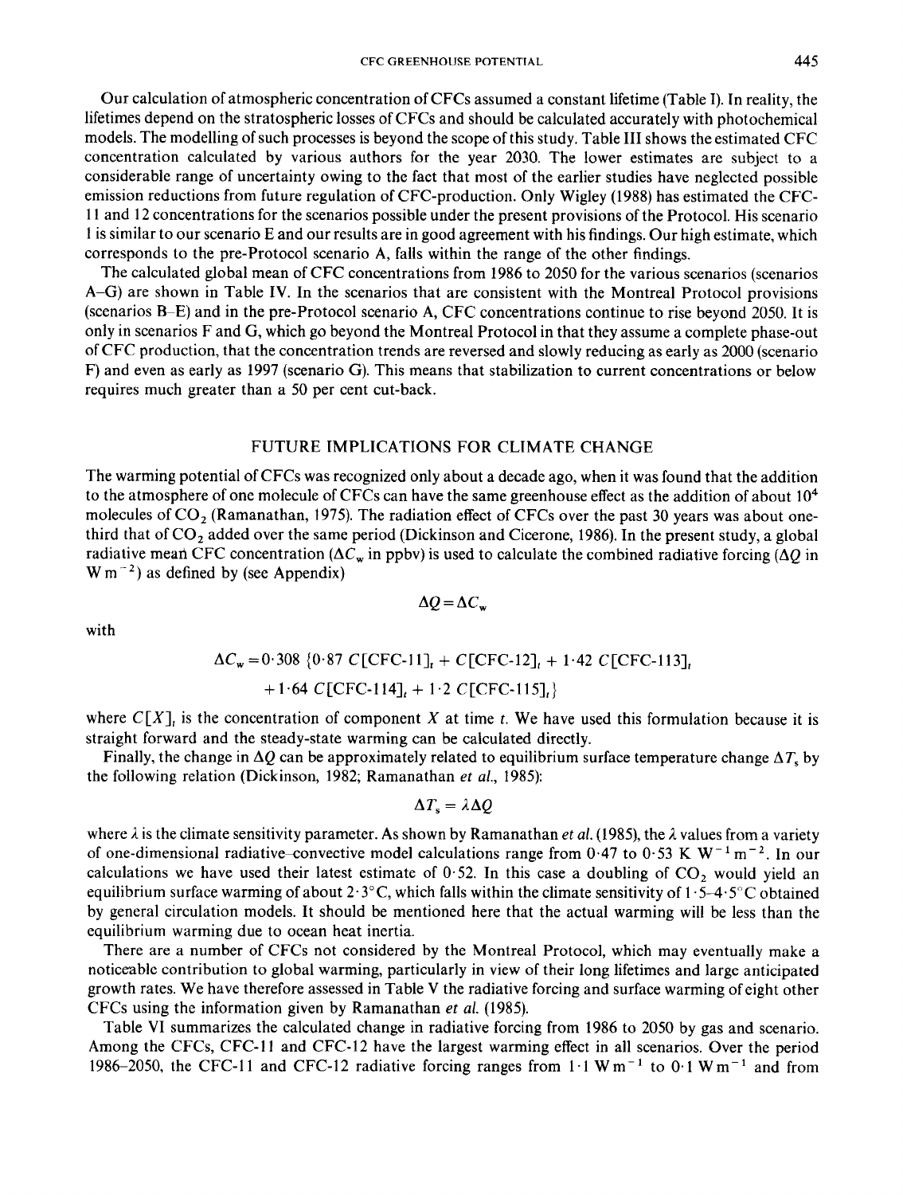Our calculation of atmospheric concentration of CFCs assumed a constant lifetime (Table I). In reality, the lifetimes depend on the stratospheric losses of CFCs and should be calculated accurately with photochemical models. The modelling of such processes is beyond the scope of this study. Table III shows the estimated CFC concentration calculated by various authors for the year 2030. The lower estimates are subject to a considerable range of uncertainty owing to the fact that most of the earlier studies have neglected possible emission reductions from future regulation of CFC-production. Only Wigley (1988) has estimated the CFC-11 and 12 concentrations for the scenarios possible under the present provisions of the Protocol. His scenario 1 is similar to our scenario E and our results are in good agreement with his findings. Our high estimate, which corresponds to the pre-Protocol scenario A, falls within the range of the other findings.

The calculated global mean of CFC concentrations from 1986 to 2050 for the various scenarios (scenarios A–G) are shown in Table IV. In the scenarios that are consistent with the Montreal Protocol provisions (scenarios B–E) and in the pre-Protocol scenario A, CFC concentrations continue to rise beyond 2050. It is only in scenarios F and G, which go beyond the Montreal Protocol in that they assume a complete phase-out of CFC production, that the concentration trends are reversed and slowly reducing as early as 2000 (scenario F) and even as early as 1997 (scenario G). This means that stabilization to current concentrations or below requires much greater than a 50 per cent cut-back.

## FUTURE IMPLICATIONS FOR CLIMATE CHANGE

The warming potential of CFCs was recognized only about a decade ago, when it was found that the addition to the atmosphere of one molecule of CFCs can have the same greenhouse effect as the addition of about $10^4$ molecules of $CO_2$ (Ramanathan, 1975). The radiation effect of CFCs over the past 30 years was about one-third that of $CO_2$ added over the same period (Dickinson and Cicerone, 1986). In the present study, a global radiative mean CFC concentration ($\Delta C_w$ in ppbv) is used to calculate the combined radiative forcing ($\Delta Q$ in $W\,m^{-2}$) as defined by (see Appendix)

$$\Delta Q = \Delta C_w$$

with

$$\Delta C_w = 0{\cdot}308\ \{0{\cdot}87\ C[\text{CFC-11}]_t + C[\text{CFC-12}]_t + 1{\cdot}42\ C[\text{CFC-113}]_t + 1{\cdot}64\ C[\text{CFC-114}]_t + 1{\cdot}2\ C[\text{CFC-115}]_t\}$$

where $C[X]_t$ is the concentration of component $X$ at time $t$. We have used this formulation because it is straight forward and the steady-state warming can be calculated directly.

Finally, the change in $\Delta Q$ can be approximately related to equilibrium surface temperature change $\Delta T_s$ by the following relation (Dickinson, 1982; Ramanathan *et al.*, 1985):

$$\Delta T_s = \lambda \Delta Q$$

where $\lambda$ is the climate sensitivity parameter. As shown by Ramanathan *et al.* (1985), the $\lambda$ values from a variety of one-dimensional radiative–convective model calculations range from 0·47 to 0·53 $K\,W^{-1}\,m^{-2}$. In our calculations we have used their latest estimate of 0·52. In this case a doubling of $CO_2$ would yield an equilibrium surface warming of about 2·3°C, which falls within the climate sensitivity of 1·5–4·5°C obtained by general circulation models. It should be mentioned here that the actual warming will be less than the equilibrium warming due to ocean heat inertia.

There are a number of CFCs not considered by the Montreal Protocol, which may eventually make a noticeable contribution to global warming, particularly in view of their long lifetimes and large anticipated growth rates. We have therefore assessed in Table V the radiative forcing and surface warming of eight other CFCs using the information given by Ramanathan *et al.* (1985).

Table VI summarizes the calculated change in radiative forcing from 1986 to 2050 by gas and scenario. Among the CFCs, CFC-11 and CFC-12 have the largest warming effect in all scenarios. Over the period 1986–2050, the CFC-11 and CFC-12 radiative forcing ranges from 1·1 $W\,m^{-1}$ to 0·1 $W\,m^{-1}$ and from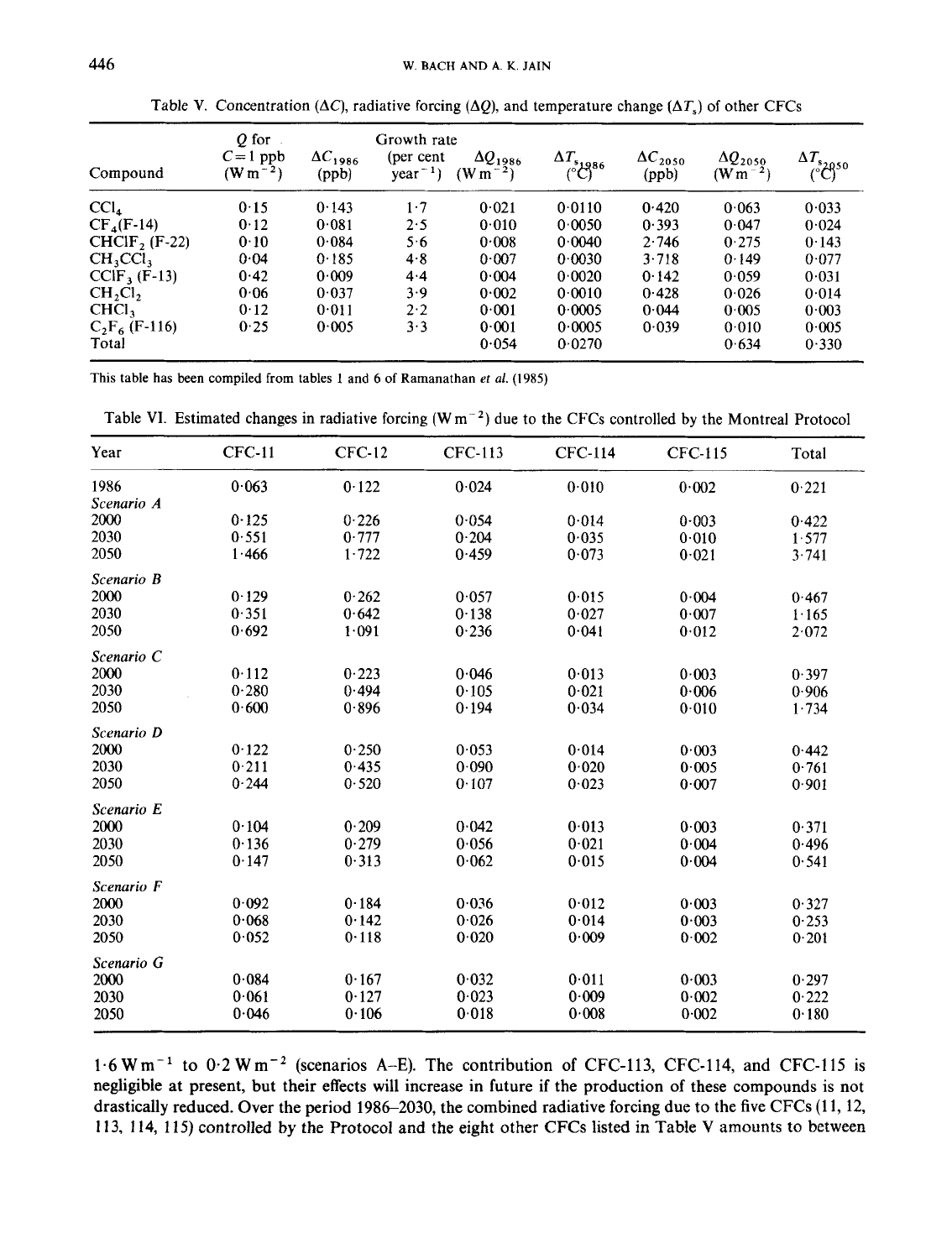Table V. Concentration ($\Delta C$), radiative forcing ($\Delta Q$), and temperature change ($\Delta T_s$) of other CFCs

| Compound | $Q$ for $C = 1$ ppb ($W m^{-2}$) | $\Delta C_{1986}$ (ppb) | Growth rate (per cent year$^{-1}$) | $\Delta Q_{1986}$ ($W m^{-2}$) | $\Delta T_{s_{1986}}$ (°C) | $\Delta C_{2050}$ (ppb) | $\Delta Q_{2050}$ ($W m^{-2}$) | $\Delta T_{s_{2050}}$ (°C) |
|---|---|---|---|---|---|---|---|---|
| $CCl_4$ | 0·15 | 0·143 | 1·7 | 0·021 | 0·0110 | 0·420 | 0·063 | 0·033 |
| $CF_4$(F-14) | 0·12 | 0·081 | 2·5 | 0·010 | 0·0050 | 0·393 | 0·047 | 0·024 |
| $CHClF_2$ (F-22) | 0·10 | 0·084 | 5·6 | 0·008 | 0·0040 | 2·746 | 0·275 | 0·143 |
| $CH_3CCl_3$ | 0·04 | 0·185 | 4·8 | 0·007 | 0·0030 | 3·718 | 0·149 | 0·077 |
| $CClF_3$ (F-13) | 0·42 | 0·009 | 4·4 | 0·004 | 0·0020 | 0·142 | 0·059 | 0·031 |
| $CH_2Cl_2$ | 0·06 | 0·037 | 3·9 | 0·002 | 0·0010 | 0·428 | 0·026 | 0·014 |
| $CHCl_3$ | 0·12 | 0·011 | 2·2 | 0·001 | 0·0005 | 0·044 | 0·005 | 0·003 |
| $C_2F_6$ (F-116) | 0·25 | 0·005 | 3·3 | 0·001 | 0·0005 | 0·039 | 0·010 | 0·005 |
| Total | | | | 0·054 | 0·0270 | | 0·634 | 0·330 |

This table has been compiled from tables 1 and 6 of Ramanathan *et al.* (1985)

Table VI. Estimated changes in radiative forcing ($W m^{-2}$) due to the CFCs controlled by the Montreal Protocol

| Year | CFC-11 | CFC-12 | CFC-113 | CFC-114 | CFC-115 | Total |
|---|---|---|---|---|---|---|
| 1986 | 0·063 | 0·122 | 0·024 | 0·010 | 0·002 | 0·221 |
| *Scenario A* | | | | | | |
| 2000 | 0·125 | 0·226 | 0·054 | 0·014 | 0·003 | 0·422 |
| 2030 | 0·551 | 0·777 | 0·204 | 0·035 | 0·010 | 1·577 |
| 2050 | 1·466 | 1·722 | 0·459 | 0·073 | 0·021 | 3·741 |
| *Scenario B* | | | | | | |
| 2000 | 0·129 | 0·262 | 0·057 | 0·015 | 0·004 | 0·467 |
| 2030 | 0·351 | 0·642 | 0·138 | 0·027 | 0·007 | 1·165 |
| 2050 | 0·692 | 1·091 | 0·236 | 0·041 | 0·012 | 2·072 |
| *Scenario C* | | | | | | |
| 2000 | 0·112 | 0·223 | 0·046 | 0·013 | 0·003 | 0·397 |
| 2030 | 0·280 | 0·494 | 0·105 | 0·021 | 0·006 | 0·906 |
| 2050 | 0·600 | 0·896 | 0·194 | 0·034 | 0·010 | 1·734 |
| *Scenario D* | | | | | | |
| 2000 | 0·122 | 0·250 | 0·053 | 0·014 | 0·003 | 0·442 |
| 2030 | 0·211 | 0·435 | 0·090 | 0·020 | 0·005 | 0·761 |
| 2050 | 0·244 | 0·520 | 0·107 | 0·023 | 0·007 | 0·901 |
| *Scenario E* | | | | | | |
| 2000 | 0·104 | 0·209 | 0·042 | 0·013 | 0·003 | 0·371 |
| 2030 | 0·136 | 0·279 | 0·056 | 0·021 | 0·004 | 0·496 |
| 2050 | 0·147 | 0·313 | 0·062 | 0·015 | 0·004 | 0·541 |
| *Scenario F* | | | | | | |
| 2000 | 0·092 | 0·184 | 0·036 | 0·012 | 0·003 | 0·327 |
| 2030 | 0·068 | 0·142 | 0·026 | 0·014 | 0·003 | 0·253 |
| 2050 | 0·052 | 0·118 | 0·020 | 0·009 | 0·002 | 0·201 |
| *Scenario G* | | | | | | |
| 2000 | 0·084 | 0·167 | 0·032 | 0·011 | 0·003 | 0·297 |
| 2030 | 0·061 | 0·127 | 0·023 | 0·009 | 0·002 | 0·222 |
| 2050 | 0·046 | 0·106 | 0·018 | 0·008 | 0·002 | 0·180 |

1·6 $W m^{-1}$ to 0·2 $W m^{-2}$ (scenarios A–E). The contribution of CFC-113, CFC-114, and CFC-115 is negligible at present, but their effects will increase in future if the production of these compounds is not drastically reduced. Over the period 1986–2030, the combined radiative forcing due to the five CFCs (11, 12, 113, 114, 115) controlled by the Protocol and the eight other CFCs listed in Table V amounts to between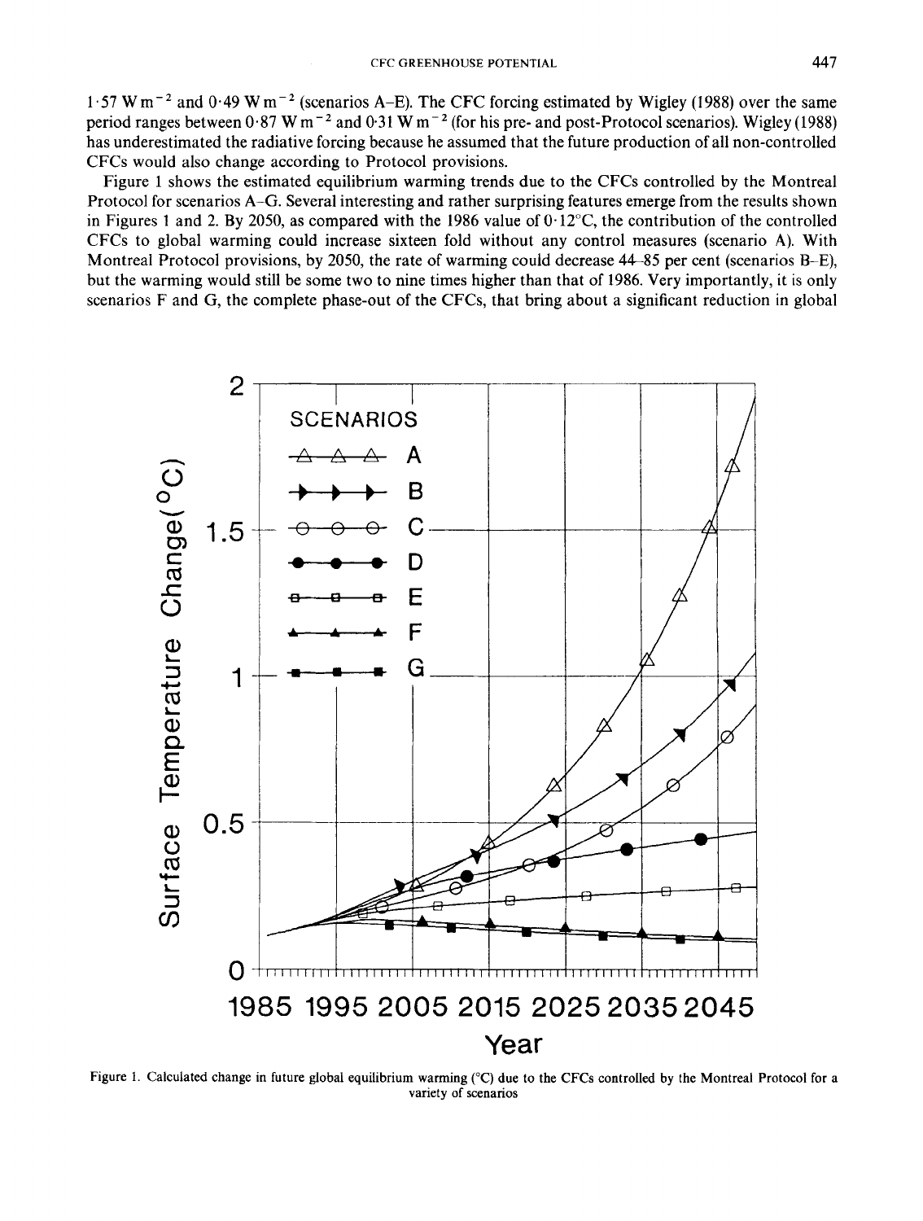1·57 W m$^{-2}$ and 0·49 W m$^{-2}$ (scenarios A–E). The CFC forcing estimated by Wigley (1988) over the same period ranges between 0·87 W m$^{-2}$ and 0·31 W m$^{-2}$ (for his pre- and post-Protocol scenarios). Wigley (1988) has underestimated the radiative forcing because he assumed that the future production of all non-controlled CFCs would also change according to Protocol provisions.

Figure 1 shows the estimated equilibrium warming trends due to the CFCs controlled by the Montreal Protocol for scenarios A–G. Several interesting and rather surprising features emerge from the results shown in Figures 1 and 2. By 2050, as compared with the 1986 value of 0·12°C, the contribution of the controlled CFCs to global warming could increase sixteen fold without any control measures (scenario A). With Montreal Protocol provisions, by 2050, the rate of warming could decrease 44–85 per cent (scenarios B–E), but the warming would still be some two to nine times higher than that of 1986. Very importantly, it is only scenarios F and G, the complete phase-out of the CFCs, that bring about a significant reduction in global

Figure 1. Calculated change in future global equilibrium warming (°C) due to the CFCs controlled by the Montreal Protocol for a variety of scenarios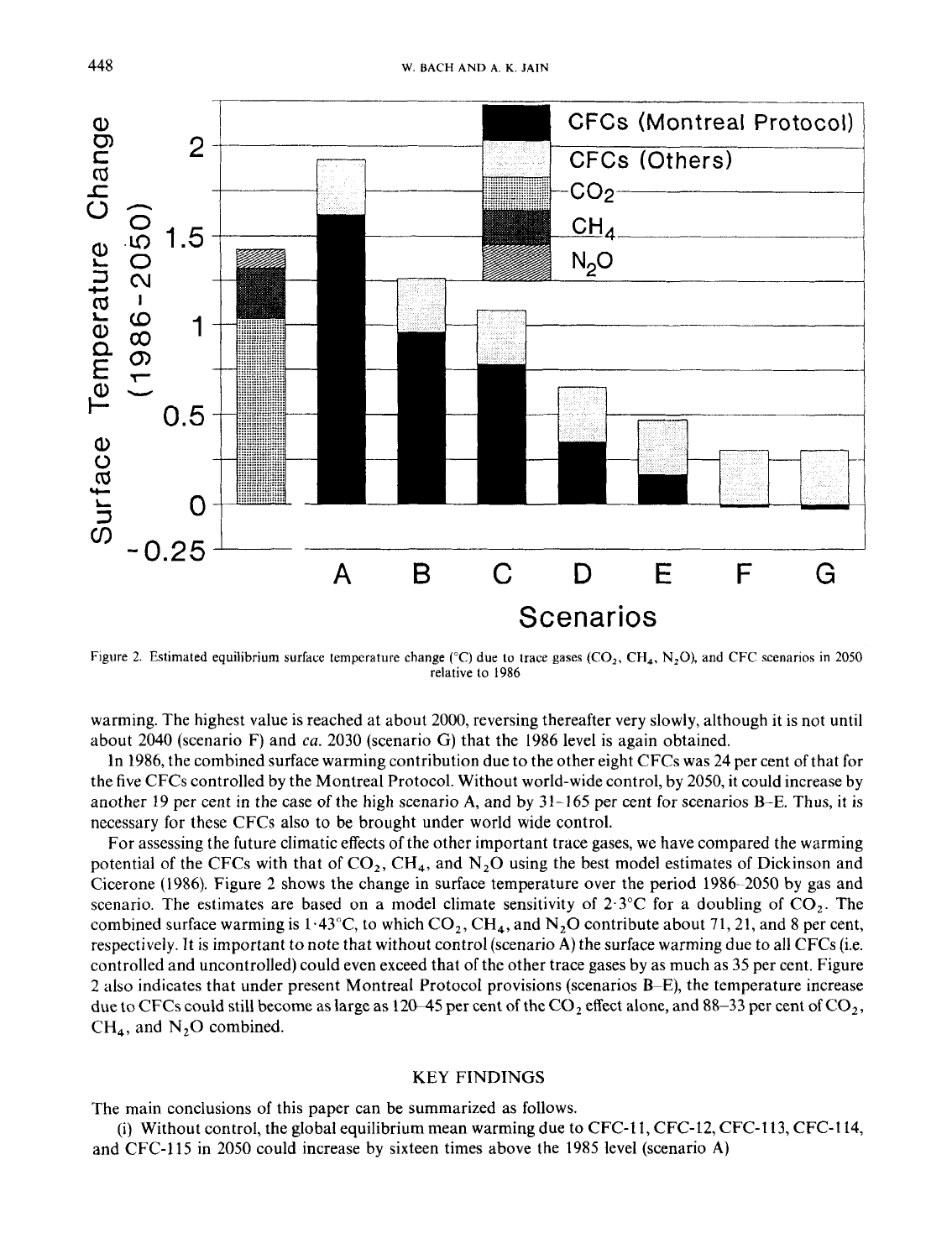Figure 2. Estimated equilibrium surface temperature change (°C) due to trace gases ($CO_2$, $CH_4$, $N_2O$), and CFC scenarios in 2050 relative to 1986

warming. The highest value is reached at about 2000, reversing thereafter very slowly, although it is not until about 2040 (scenario F) and *ca.* 2030 (scenario G) that the 1986 level is again obtained.

In 1986, the combined surface warming contribution due to the other eight CFCs was 24 per cent of that for the five CFCs controlled by the Montreal Protocol. Without world-wide control, by 2050, it could increase by another 19 per cent in the case of the high scenario A, and by 31–165 per cent for scenarios B–E. Thus, it is necessary for these CFCs also to be brought under world wide control.

For assessing the future climatic effects of the other important trace gases, we have compared the warming potential of the CFCs with that of $CO_2$, $CH_4$, and $N_2O$ using the best model estimates of Dickinson and Cicerone (1986). Figure 2 shows the change in surface temperature over the period 1986–2050 by gas and scenario. The estimates are based on a model climate sensitivity of 2·3°C for a doubling of $CO_2$. The combined surface warming is 1·43°C, to which $CO_2$, $CH_4$, and $N_2O$ contribute about 71, 21, and 8 per cent, respectively. It is important to note that without control (scenario A) the surface warming due to all CFCs (i.e. controlled and uncontrolled) could even exceed that of the other trace gases by as much as 35 per cent. Figure 2 also indicates that under present Montreal Protocol provisions (scenarios B–E), the temperature increase due to CFCs could still become as large as 120–45 per cent of the $CO_2$ effect alone, and 88–33 per cent of $CO_2$, $CH_4$, and $N_2O$ combined.

## KEY FINDINGS

The main conclusions of this paper can be summarized as follows.

(i) Without control, the global equilibrium mean warming due to CFC-11, CFC-12, CFC-113, CFC-114, and CFC-115 in 2050 could increase by sixteen times above the 1985 level (scenario A)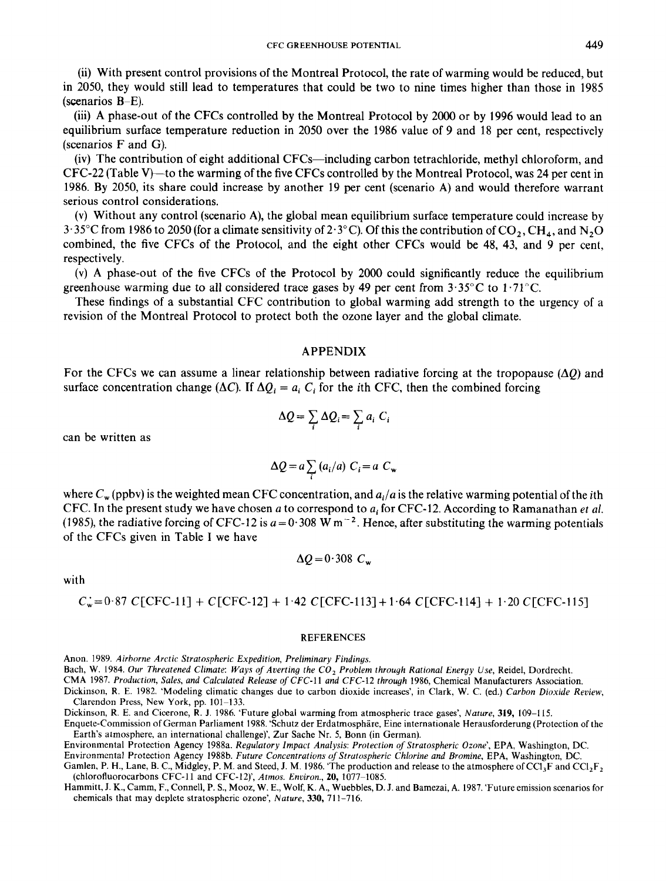(ii) With present control provisions of the Montreal Protocol, the rate of warming would be reduced, but in 2050, they would still lead to temperatures that could be two to nine times higher than those in 1985 (scenarios B–E).

(iii) A phase-out of the CFCs controlled by the Montreal Protocol by 2000 or by 1996 would lead to an equilibrium surface temperature reduction in 2050 over the 1986 value of 9 and 18 per cent, respectively (scenarios F and G).

(iv) The contribution of eight additional CFCs—including carbon tetrachloride, methyl chloroform, and CFC-22 (Table V)—to the warming of the five CFCs controlled by the Montreal Protocol, was 24 per cent in 1986. By 2050, its share could increase by another 19 per cent (scenario A) and would therefore warrant serious control considerations.

(v) Without any control (scenario A), the global mean equilibrium surface temperature could increase by 3·35°C from 1986 to 2050 (for a climate sensitivity of 2·3°C). Of this the contribution of $CO_2$, $CH_4$, and $N_2O$ combined, the five CFCs of the Protocol, and the eight other CFCs would be 48, 43, and 9 per cent, respectively.

(v) A phase-out of the five CFCs of the Protocol by 2000 could significantly reduce the equilibrium greenhouse warming due to all considered trace gases by 49 per cent from 3·35°C to 1·71°C.

These findings of a substantial CFC contribution to global warming add strength to the urgency of a revision of the Montreal Protocol to protect both the ozone layer and the global climate.

## APPENDIX

For the CFCs we can assume a linear relationship between radiative forcing at the tropopause ($\Delta Q$) and surface concentration change ($\Delta C$). If $\Delta Q_i = a_i C_i$ for the $i$th CFC, then the combined forcing

$$\Delta Q = \sum_i \Delta Q_i = \sum_i a_i C_i$$

can be written as

$$\Delta Q = a \sum_i (a_i/a) C_i = a C_w$$

where $C_w$ (ppbv) is the weighted mean CFC concentration, and $a_i/a$ is the relative warming potential of the $i$th CFC. In the present study we have chosen $a$ to correspond to $a_i$ for CFC-12. According to Ramanathan *et al.* (1985), the radiative forcing of CFC-12 is $a = 0{\cdot}308$ W m$^{-2}$. Hence, after substituting the warming potentials of the CFCs given in Table I we have

$$\Delta Q = 0{\cdot}308 \ C_w$$

with

$$C_w = 0{\cdot}87 \ C[\text{CFC-11}] + C[\text{CFC-12}] + 1{\cdot}42 \ C[\text{CFC-113}] + 1{\cdot}64 \ C[\text{CFC-114}] + 1{\cdot}20 \ C[\text{CFC-115}]$$

### REFERENCES

Anon. 1989. *Airborne Arctic Stratospheric Expedition, Preliminary Findings*.

Bach, W. 1984. *Our Threatened Climate: Ways of Averting the $CO_2$ Problem through Rational Energy Use*, Reidel, Dordrecht.

CMA 1987. *Production, Sales, and Calculated Release of CFC-11 and CFC-12 through 1986*, Chemical Manufacturers Association.

Dickinson, R. E. 1982. 'Modeling climatic changes due to carbon dioxide increases', in Clark, W. C. (ed.) *Carbon Dioxide Review*, Clarendon Press, New York, pp. 101–133.

Dickinson, R. E. and Cicerone, R. J. 1986. 'Future global warming from atmospheric trace gases', *Nature*, **319**, 109–115.

Enquete-Commission of German Parliament 1988. 'Schutz der Erdatmosphäre, Eine internationale Herausforderung (Protection of the Earth's atmosphere, an international challenge)', Zur Sache Nr. 5, Bonn (in German).

Environmental Protection Agency 1988a. *Regulatory Impact Analysis: Protection of Stratospheric Ozone*', EPA, Washington, DC.

Environmental Protection Agency 1988b. *Future Concentrations of Stratospheric Chlorine and Bromine*, EPA, Washington, DC.

Gamlen, P. H., Lane, B. C., Midgley, P. M. and Steed, J. M. 1986. 'The production and release to the atmosphere of $CCl_3F$ and $CCl_2F_2$ (chlorofluorocarbons CFC-11 and CFC-12)', *Atmos. Environ.*, **20**, 1077–1085.

Hammitt, J. K., Camm, F., Connell, P. S., Mooz, W. E., Wolf, K. A., Wuebbles, D. J. and Bamezai, A. 1987. 'Future emission scenarios for chemicals that may deplete stratospheric ozone', *Nature*, **330**, 711–716.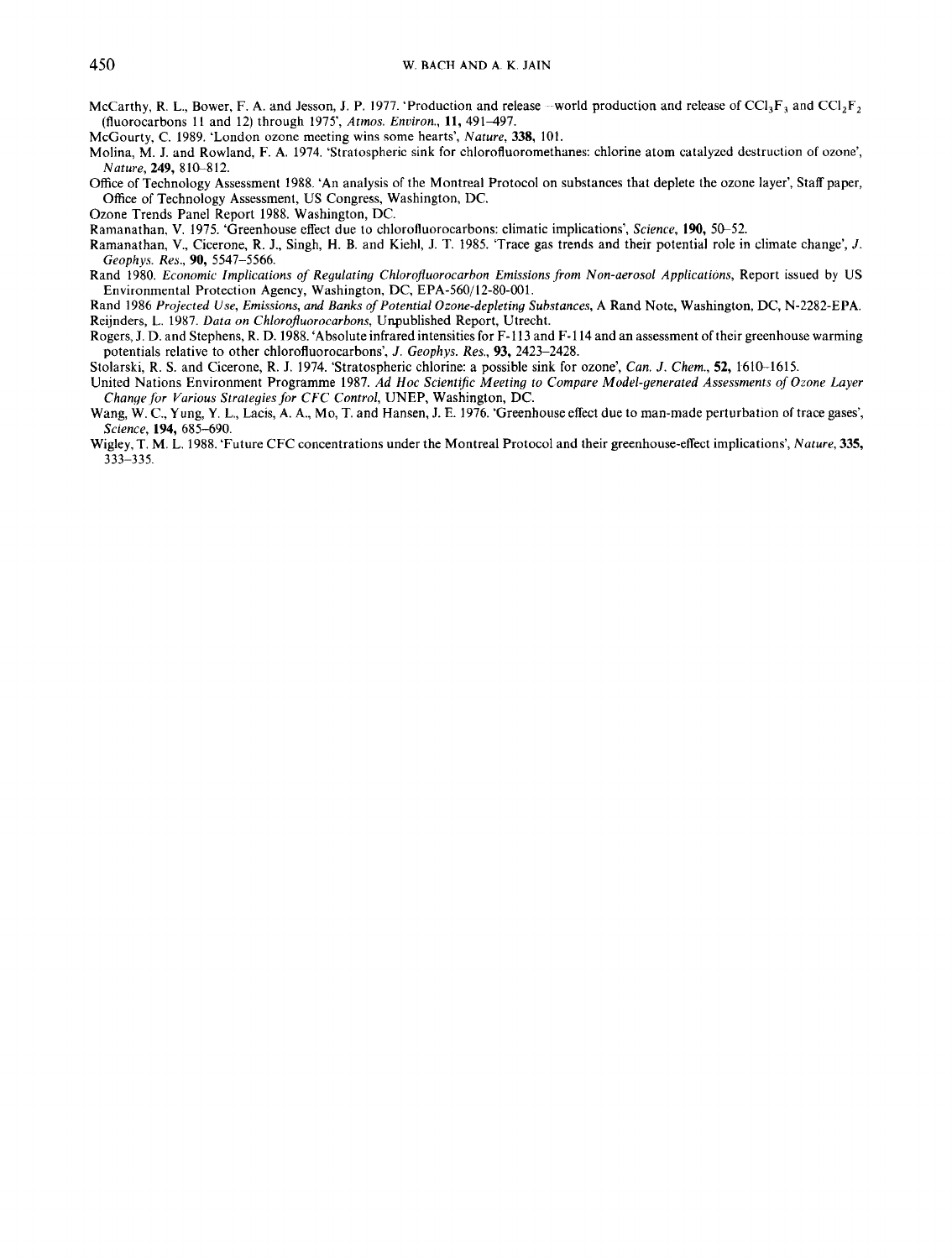McCarthy, R. L., Bower, F. A. and Jesson, J. P. 1977. 'Production and release—world production and release of $CCl_3F_3$ and $CCl_2F_2$ (fluorocarbons 11 and 12) through 1975', *Atmos. Environ.*, **11**, 491–497.

McGourty, C. 1989. 'London ozone meeting wins some hearts', *Nature*, **338**, 101.

Molina, M. J. and Rowland, F. A. 1974. 'Stratospheric sink for chlorofluoromethanes: chlorine atom catalyzed destruction of ozone', *Nature*, **249**, 810–812.

Office of Technology Assessment 1988. 'An analysis of the Montreal Protocol on substances that deplete the ozone layer', Staff paper, Office of Technology Assessment, US Congress, Washington, DC.

Ozone Trends Panel Report 1988. Washington, DC.

Ramanathan, V. 1975. 'Greenhouse effect due to chlorofluorocarbons: climatic implications', *Science*, **190**, 50–52.

Ramanathan, V., Cicerone, R. J., Singh, H. B. and Kiehl, J. T. 1985. 'Trace gas trends and their potential role in climate change', *J. Geophys. Res.*, **90**, 5547–5566.

Rand 1980. *Economic Implications of Regulating Chlorofluorocarbon Emissions from Non-aerosol Applications*, Report issued by US Environmental Protection Agency, Washington, DC, EPA-560/12-80-001.

Rand 1986 *Projected Use, Emissions, and Banks of Potential Ozone-depleting Substances*, A Rand Note, Washington, DC, N-2282-EPA.

Reijnders, L. 1987. *Data on Chlorofluorocarbons*, Unpublished Report, Utrecht.

Rogers, J. D. and Stephens, R. D. 1988. 'Absolute infrared intensities for F-113 and F-114 and an assessment of their greenhouse warming potentials relative to other chlorofluorocarbons', *J. Geophys. Res.*, **93**, 2423–2428.

Stolarski, R. S. and Cicerone, R. J. 1974. 'Stratospheric chlorine: a possible sink for ozone', *Can. J. Chem.*, **52**, 1610–1615.

United Nations Environment Programme 1987. *Ad Hoc Scientific Meeting to Compare Model-generated Assessments of Ozone Layer Change for Various Strategies for CFC Control*, UNEP, Washington, DC.

Wang, W. C., Yung, Y. L., Lacis, A. A., Mo, T. and Hansen, J. E. 1976. 'Greenhouse effect due to man-made perturbation of trace gases', *Science*, **194**, 685–690.

Wigley, T. M. L. 1988. 'Future CFC concentrations under the Montreal Protocol and their greenhouse-effect implications', *Nature*, **335**, 333–335.